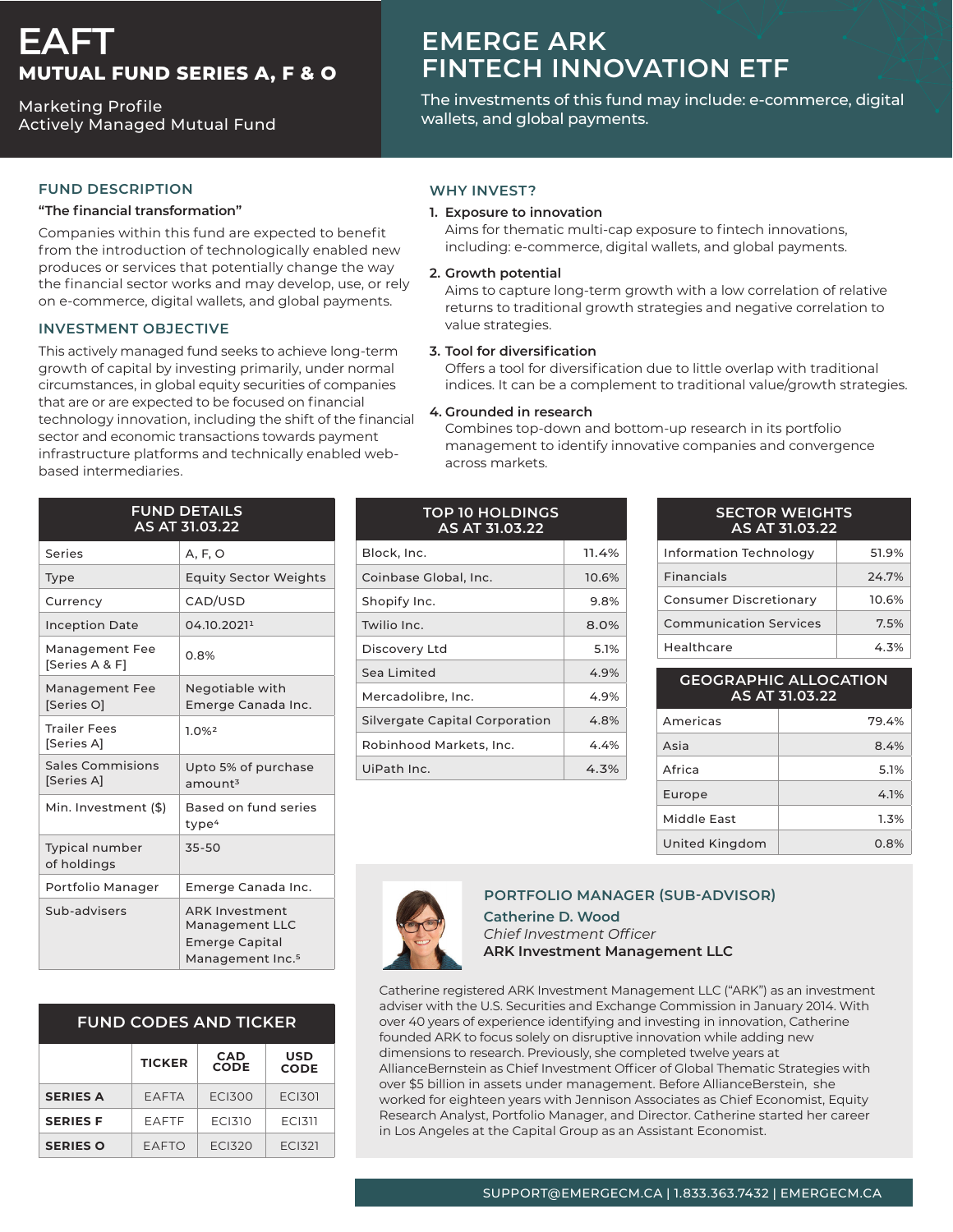# EAFT

## MUTUAL FUND SERIES A, F & O

Marketing Profile
Actively Managed Mutual Fund

# EMERGE ARK FINTECH INNOVATION ETF

The investments of this fund may include: e-commerce, digital wallets, and global payments.

## FUND DESCRIPTION

**"The financial transformation"**

Companies within this fund are expected to benefit from the introduction of technologically enabled new produces or services that potentially change the way the financial sector works and may develop, use, or rely on e-commerce, digital wallets, and global payments.

## INVESTMENT OBJECTIVE

This actively managed fund seeks to achieve long-term growth of capital by investing primarily, under normal circumstances, in global equity securities of companies that are or are expected to be focused on financial technology innovation, including the shift of the financial sector and economic transactions towards payment infrastructure platforms and technically enabled web-based intermediaries.

## WHY INVEST?

1. **Exposure to innovation**
   Aims for thematic multi-cap exposure to fintech innovations, including: e-commerce, digital wallets, and global payments.
2. **Growth potential**
   Aims to capture long-term growth with a low correlation of relative returns to traditional growth strategies and negative correlation to value strategies.
3. **Tool for diversification**
   Offers a tool for diversification due to little overlap with traditional indices. It can be a complement to traditional value/growth strategies.
4. **Grounded in research**
   Combines top-down and bottom-up research in its portfolio management to identify innovative companies and convergence across markets.

## FUND DETAILS AS AT 31.03.22

| | |
|---|---|
| Series | A, F, O |
| Type | Equity Sector Weights |
| Currency | CAD/USD |
| Inception Date | 04.10.2021[1] |
| Management Fee [Series A & F] | 0.8% |
| Management Fee [Series O] | Negotiable with Emerge Canada Inc. |
| Trailer Fees [Series A] | 1.0%[2] |
| Sales Commisions [Series A] | Upto 5% of purchase amount[3] |
| Min. Investment ($) | Based on fund series type[4] |
| Typical number of holdings | 35-50 |
| Portfolio Manager | Emerge Canada Inc. |
| Sub-advisers | ARK Investment Management LLC Emerge Capital Management Inc.[5] |

## TOP 10 HOLDINGS AS AT 31.03.22

| | |
|---|---|
| Block, Inc. | 11.4% |
| Coinbase Global, Inc. | 10.6% |
| Shopify Inc. | 9.8% |
| Twilio Inc. | 8.0% |
| Discovery Ltd | 5.1% |
| Sea Limited | 4.9% |
| Mercadolibre, Inc. | 4.9% |
| Silvergate Capital Corporation | 4.8% |
| Robinhood Markets, Inc. | 4.4% |
| UiPath Inc. | 4.3% |

## SECTOR WEIGHTS AS AT 31.03.22

| | |
|---|---|
| Information Technology | 51.9% |
| Financials | 24.7% |
| Consumer Discretionary | 10.6% |
| Communication Services | 7.5% |
| Healthcare | 4.3% |

## GEOGRAPHIC ALLOCATION AS AT 31.03.22

| | |
|---|---|
| Americas | 79.4% |
| Asia | 8.4% |
| Africa | 5.1% |
| Europe | 4.1% |
| Middle East | 1.3% |
| United Kingdom | 0.8% |

## FUND CODES AND TICKER

| | TICKER | CAD CODE | USD CODE |
|---|---|---|---|
| **SERIES A** | EAFTA | ECI300 | ECI301 |
| **SERIES F** | EAFTF | ECI310 | ECI311 |
| **SERIES O** | EAFTO | ECI320 | ECI321 |

## PORTFOLIO MANAGER (SUB-ADVISOR)

**Catherine D. Wood**
*Chief Investment Officer*
**ARK Investment Management LLC**

Catherine registered ARK Investment Management LLC ("ARK") as an investment adviser with the U.S. Securities and Exchange Commission in January 2014. With over 40 years of experience identifying and investing in innovation, Catherine founded ARK to focus solely on disruptive innovation while adding new dimensions to research. Previously, she completed twelve years at AllianceBernstein as Chief Investment Officer of Global Thematic Strategies with over $5 billion in assets under management. Before AllianceBerstein, she worked for eighteen years with Jennison Associates as Chief Economist, Equity Research Analyst, Portfolio Manager, and Director. Catherine started her career in Los Angeles at the Capital Group as an Assistant Economist.

SUPPORT@EMERGECM.CA | 1.833.363.7432 | EMERGECM.CA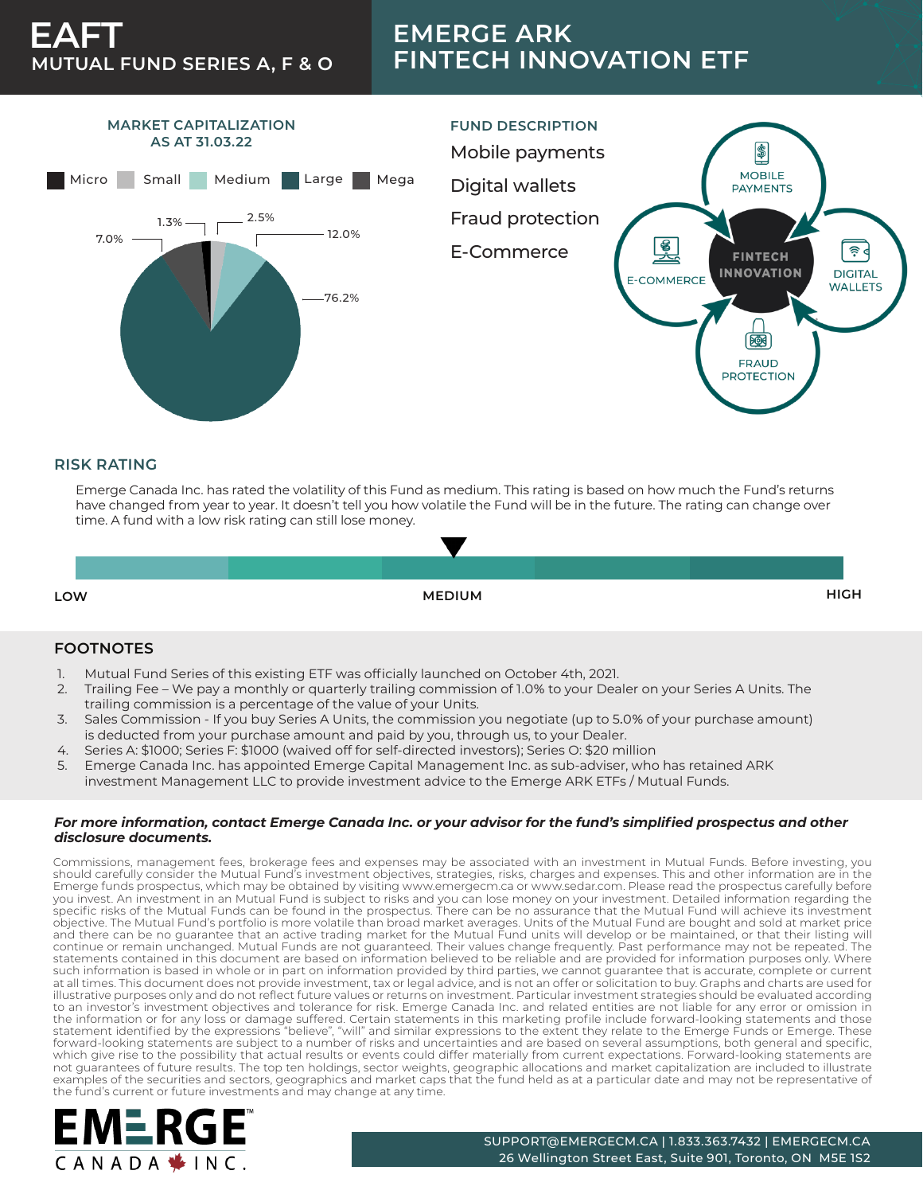# EAFT

## MUTUAL FUND SERIES A, F & O

# EMERGE ARK FINTECH INNOVATION ETF

### MARKET CAPITALIZATION AS AT 31.03.22

Micro Small Medium Large Mega

1.3%
2.5%
7.0%
12.0%
76.2%

### FUND DESCRIPTION

Mobile payments

Digital wallets

Fraud protection

E-Commerce

MOBILE PAYMENTS
E-COMMERCE
FINTECH INNOVATION
DIGITAL WALLETS
FRAUD PROTECTION

### RISK RATING

Emerge Canada Inc. has rated the volatility of this Fund as medium. This rating is based on how much the Fund's returns have changed from year to year. It doesn't tell you how volatile the Fund will be in the future. The rating can change over time. A fund with a low risk rating can still lose money.

LOW MEDIUM HIGH

### FOOTNOTES

1. Mutual Fund Series of this existing ETF was officially launched on October 4th, 2021.
2. Trailing Fee – We pay a monthly or quarterly trailing commission of 1.0% to your Dealer on your Series A Units. The trailing commission is a percentage of the value of your Units.
3. Sales Commission - If you buy Series A Units, the commission you negotiate (up to 5.0% of your purchase amount) is deducted from your purchase amount and paid by you, through us, to your Dealer.
4. Series A: $1000; Series F: $1000 (waived off for self-directed investors); Series O: $20 million
5. Emerge Canada Inc. has appointed Emerge Capital Management Inc. as sub-adviser, who has retained ARK investment Management LLC to provide investment advice to the Emerge ARK ETFs / Mutual Funds.

***For more information, contact Emerge Canada Inc. or your advisor for the fund's simplified prospectus and other disclosure documents.***

Commissions, management fees, brokerage fees and expenses may be associated with an investment in Mutual Funds. Before investing, you should carefully consider the Mutual Fund's investment objectives, strategies, risks, charges and expenses. This and other information are in the Emerge funds prospectus, which may be obtained by visiting www.emergecm.ca or www.sedar.com. Please read the prospectus carefully before you invest. An investment in an Mutual Fund is subject to risks and you can lose money on your investment. Detailed information regarding the specific risks of the Mutual Funds can be found in the prospectus. There can be no assurance that the Mutual Fund will achieve its investment objective. The Mutual Fund's portfolio is more volatile than broad market averages. Units of the Mutual Fund are bought and sold at market price and there can be no guarantee that an active trading market for the Mutual Fund units will develop or be maintained, or that their listing will continue or remain unchanged. Mutual Funds are not guaranteed. Their values change frequently. Past performance may not be repeated. The statements contained in this document are based on information believed to be reliable and are provided for information purposes only. Where such information is based in whole or in part on information provided by third parties, we cannot guarantee that is accurate, complete or current at all times. This document does not provide investment, tax or legal advice, and is not an offer or solicitation to buy. Graphs and charts are used for illustrative purposes only and do not reflect future values or returns on investment. Particular investment strategies should be evaluated according to an investor's investment objectives and tolerance for risk. Emerge Canada Inc. and related entities are not liable for any error or omission in the information or for any loss or damage suffered. Certain statements in this marketing profile include forward-looking statements and those statement identified by the expressions "believe", "will" and similar expressions to the extent they relate to the Emerge Funds or Emerge. These forward-looking statements are subject to a number of risks and uncertainties and are based on several assumptions, both general and specific, which give rise to the possibility that actual results or events could differ materially from current expectations. Forward-looking statements are not guarantees of future results. The top ten holdings, sector weights, geographic allocations and market capitalization are included to illustrate examples of the securities and sectors, geographics and market caps that the fund held as at a particular date and may not be representative of the fund's current or future investments and may change at any time.

EMERGE CANADA INC.

SUPPORT@EMERGECM.CA | 1.833.363.7432 | EMERGECM.CA
26 Wellington Street East, Suite 901, Toronto, ON M5E 1S2